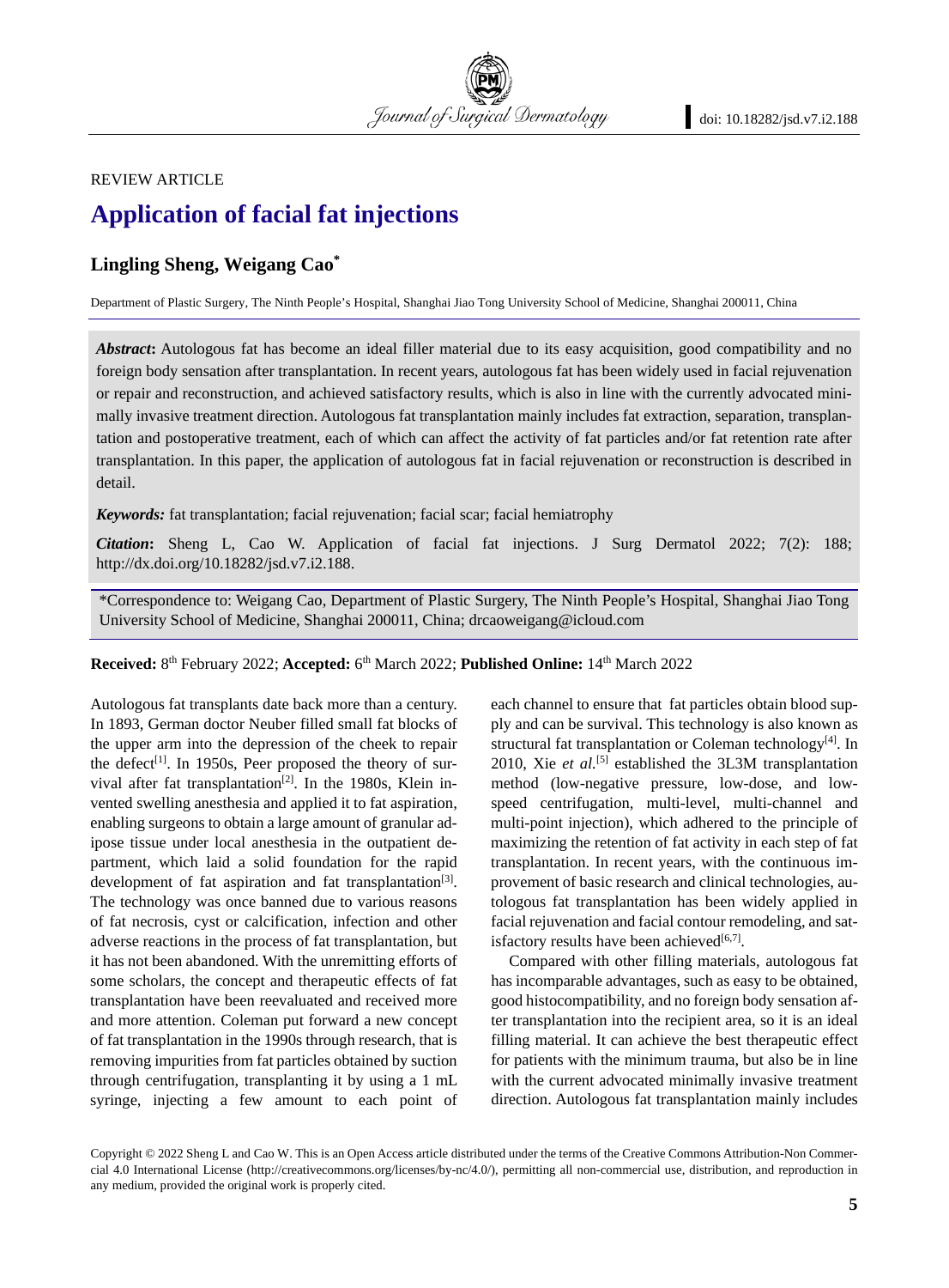REVIEW ARTICLE

# Application of facial fat injections

**Lingling Sheng, Weigang Cao***

Department of Plastic Surgery, The Ninth People's Hospital, Shanghai Jiao Tong University School of Medicine, Shanghai 200011, China

***Abstract*:** Autologous fat has become an ideal filler material due to its easy acquisition, good compatibility and no foreign body sensation after transplantation. In recent years, autologous fat has been widely used in facial rejuvenation or repair and reconstruction, and achieved satisfactory results, which is also in line with the currently advocated minimally invasive treatment direction. Autologous fat transplantation mainly includes fat extraction, separation, transplantation and postoperative treatment, each of which can affect the activity of fat particles and/or fat retention rate after transplantation. In this paper, the application of autologous fat in facial rejuvenation or reconstruction is described in detail.

***Keywords:*** fat transplantation; facial rejuvenation; facial scar; facial hemiatrophy

***Citation*:** Sheng L, Cao W. Application of facial fat injections. J Surg Dermatol 2022; 7(2): 188; http://dx.doi.org/10.18282/jsd.v7.i2.188.

*Correspondence to: Weigang Cao, Department of Plastic Surgery, The Ninth People's Hospital, Shanghai Jiao Tong University School of Medicine, Shanghai 200011, China; drcaoweigang@icloud.com

**Received:** 8th February 2022; **Accepted:** 6th March 2022; **Published Online:** 14th March 2022

Autologous fat transplants date back more than a century. In 1893, German doctor Neuber filled small fat blocks of the upper arm into the depression of the cheek to repair the defect[1]. In 1950s, Peer proposed the theory of survival after fat transplantation[2]. In the 1980s, Klein invented swelling anesthesia and applied it to fat aspiration, enabling surgeons to obtain a large amount of granular adipose tissue under local anesthesia in the outpatient department, which laid a solid foundation for the rapid development of fat aspiration and fat transplantation[3]. The technology was once banned due to various reasons of fat necrosis, cyst or calcification, infection and other adverse reactions in the process of fat transplantation, but it has not been abandoned. With the unremitting efforts of some scholars, the concept and therapeutic effects of fat transplantation have been reevaluated and received more and more attention. Coleman put forward a new concept of fat transplantation in the 1990s through research, that is removing impurities from fat particles obtained by suction through centrifugation, transplanting it by using a 1 mL syringe, injecting a few amount to each point of each channel to ensure that fat particles obtain blood supply and can be survival. This technology is also known as structural fat transplantation or Coleman technology[4]. In 2010, Xie *et al.*[5] established the 3L3M transplantation method (low-negative pressure, low-dose, and low-speed centrifugation, multi-level, multi-channel and multi-point injection), which adhered to the principle of maximizing the retention of fat activity in each step of fat transplantation. In recent years, with the continuous improvement of basic research and clinical technologies, autologous fat transplantation has been widely applied in facial rejuvenation and facial contour remodeling, and satisfactory results have been achieved[6,7].

Compared with other filling materials, autologous fat has incomparable advantages, such as easy to be obtained, good histocompatibility, and no foreign body sensation after transplantation into the recipient area, so it is an ideal filling material. It can achieve the best therapeutic effect for patients with the minimum trauma, but also be in line with the current advocated minimally invasive treatment direction. Autologous fat transplantation mainly includes

Copyright © 2022 Sheng L and Cao W. This is an Open Access article distributed under the terms of the Creative Commons Attribution-Non Commercial 4.0 International License (http://creativecommons.org/licenses/by-nc/4.0/), permitting all non-commercial use, distribution, and reproduction in any medium, provided the original work is properly cited.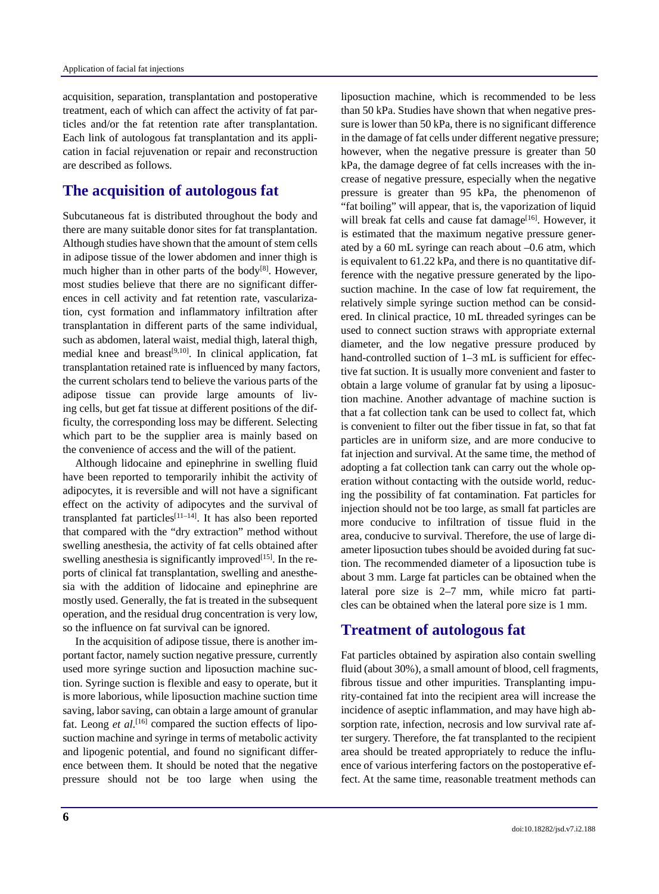acquisition, separation, transplantation and postoperative treatment, each of which can affect the activity of fat particles and/or the fat retention rate after transplantation. Each link of autologous fat transplantation and its application in facial rejuvenation or repair and reconstruction are described as follows.

## The acquisition of autologous fat

Subcutaneous fat is distributed throughout the body and there are many suitable donor sites for fat transplantation. Although studies have shown that the amount of stem cells in adipose tissue of the lower abdomen and inner thigh is much higher than in other parts of the body[8]. However, most studies believe that there are no significant differences in cell activity and fat retention rate, vascularization, cyst formation and inflammatory infiltration after transplantation in different parts of the same individual, such as abdomen, lateral waist, medial thigh, lateral thigh, medial knee and breast[9,10]. In clinical application, fat transplantation retained rate is influenced by many factors, the current scholars tend to believe the various parts of the adipose tissue can provide large amounts of living cells, but get fat tissue at different positions of the difficulty, the corresponding loss may be different. Selecting which part to be the supplier area is mainly based on the convenience of access and the will of the patient.

Although lidocaine and epinephrine in swelling fluid have been reported to temporarily inhibit the activity of adipocytes, it is reversible and will not have a significant effect on the activity of adipocytes and the survival of transplanted fat particles[11–14]. It has also been reported that compared with the "dry extraction" method without swelling anesthesia, the activity of fat cells obtained after swelling anesthesia is significantly improved[15]. In the reports of clinical fat transplantation, swelling and anesthesia with the addition of lidocaine and epinephrine are mostly used. Generally, the fat is treated in the subsequent operation, and the residual drug concentration is very low, so the influence on fat survival can be ignored.

In the acquisition of adipose tissue, there is another important factor, namely suction negative pressure, currently used more syringe suction and liposuction machine suction. Syringe suction is flexible and easy to operate, but it is more laborious, while liposuction machine suction time saving, labor saving, can obtain a large amount of granular fat. Leong *et al*.[16] compared the suction effects of liposuction machine and syringe in terms of metabolic activity and lipogenic potential, and found no significant difference between them. It should be noted that the negative pressure should not be too large when using the liposuction machine, which is recommended to be less than 50 kPa. Studies have shown that when negative pressure is lower than 50 kPa, there is no significant difference in the damage of fat cells under different negative pressure; however, when the negative pressure is greater than 50 kPa, the damage degree of fat cells increases with the increase of negative pressure, especially when the negative pressure is greater than 95 kPa, the phenomenon of "fat boiling" will appear, that is, the vaporization of liquid will break fat cells and cause fat damage[16]. However, it is estimated that the maximum negative pressure generated by a 60 mL syringe can reach about –0.6 atm, which is equivalent to 61.22 kPa, and there is no quantitative difference with the negative pressure generated by the liposuction machine. In the case of low fat requirement, the relatively simple syringe suction method can be considered. In clinical practice, 10 mL threaded syringes can be used to connect suction straws with appropriate external diameter, and the low negative pressure produced by hand-controlled suction of 1–3 mL is sufficient for effective fat suction. It is usually more convenient and faster to obtain a large volume of granular fat by using a liposuction machine. Another advantage of machine suction is that a fat collection tank can be used to collect fat, which is convenient to filter out the fiber tissue in fat, so that fat particles are in uniform size, and are more conducive to fat injection and survival. At the same time, the method of adopting a fat collection tank can carry out the whole operation without contacting with the outside world, reducing the possibility of fat contamination. Fat particles for injection should not be too large, as small fat particles are more conducive to infiltration of tissue fluid in the area, conducive to survival. Therefore, the use of large diameter liposuction tubes should be avoided during fat suction. The recommended diameter of a liposuction tube is about 3 mm. Large fat particles can be obtained when the lateral pore size is 2–7 mm, while micro fat particles can be obtained when the lateral pore size is 1 mm.

## Treatment of autologous fat

Fat particles obtained by aspiration also contain swelling fluid (about 30%), a small amount of blood, cell fragments, fibrous tissue and other impurities. Transplanting impurity-contained fat into the recipient area will increase the incidence of aseptic inflammation, and may have high absorption rate, infection, necrosis and low survival rate after surgery. Therefore, the fat transplanted to the recipient area should be treated appropriately to reduce the influence of various interfering factors on the postoperative effect. At the same time, reasonable treatment methods can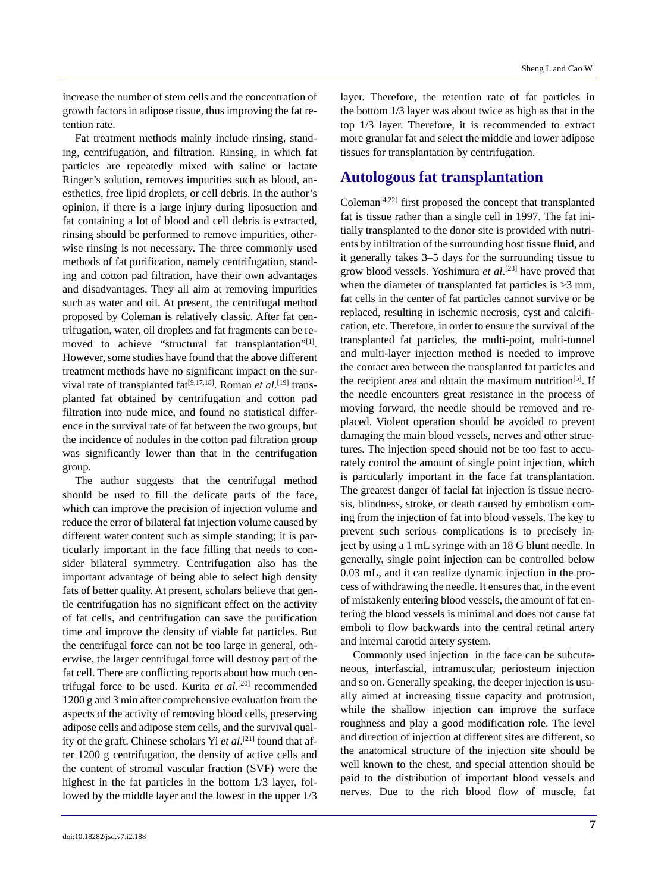increase the number of stem cells and the concentration of growth factors in adipose tissue, thus improving the fat retention rate.

Fat treatment methods mainly include rinsing, standing, centrifugation, and filtration. Rinsing, in which fat particles are repeatedly mixed with saline or lactate Ringer's solution, removes impurities such as blood, anesthetics, free lipid droplets, or cell debris. In the author's opinion, if there is a large injury during liposuction and fat containing a lot of blood and cell debris is extracted, rinsing should be performed to remove impurities, otherwise rinsing is not necessary. The three commonly used methods of fat purification, namely centrifugation, standing and cotton pad filtration, have their own advantages and disadvantages. They all aim at removing impurities such as water and oil. At present, the centrifugal method proposed by Coleman is relatively classic. After fat centrifugation, water, oil droplets and fat fragments can be removed to achieve "structural fat transplantation"[1]. However, some studies have found that the above different treatment methods have no significant impact on the survival rate of transplanted fat[9,17,18]. Roman *et al*.[19] transplanted fat obtained by centrifugation and cotton pad filtration into nude mice, and found no statistical difference in the survival rate of fat between the two groups, but the incidence of nodules in the cotton pad filtration group was significantly lower than that in the centrifugation group.

The author suggests that the centrifugal method should be used to fill the delicate parts of the face, which can improve the precision of injection volume and reduce the error of bilateral fat injection volume caused by different water content such as simple standing; it is particularly important in the face filling that needs to consider bilateral symmetry. Centrifugation also has the important advantage of being able to select high density fats of better quality. At present, scholars believe that gentle centrifugation has no significant effect on the activity of fat cells, and centrifugation can save the purification time and improve the density of viable fat particles. But the centrifugal force can not be too large in general, otherwise, the larger centrifugal force will destroy part of the fat cell. There are conflicting reports about how much centrifugal force to be used. Kurita *et al*.[20] recommended 1200 g and 3 min after comprehensive evaluation from the aspects of the activity of removing blood cells, preserving adipose cells and adipose stem cells, and the survival quality of the graft. Chinese scholars Yi *et al*.[21] found that after 1200 g centrifugation, the density of active cells and the content of stromal vascular fraction (SVF) were the highest in the fat particles in the bottom 1/3 layer, followed by the middle layer and the lowest in the upper 1/3 layer. Therefore, the retention rate of fat particles in the bottom 1/3 layer was about twice as high as that in the top 1/3 layer. Therefore, it is recommended to extract more granular fat and select the middle and lower adipose tissues for transplantation by centrifugation.

## Autologous fat transplantation

Coleman[4,22] first proposed the concept that transplanted fat is tissue rather than a single cell in 1997. The fat initially transplanted to the donor site is provided with nutrients by infiltration of the surrounding host tissue fluid, and it generally takes 3–5 days for the surrounding tissue to grow blood vessels. Yoshimura *et al*.[23] have proved that when the diameter of transplanted fat particles is >3 mm, fat cells in the center of fat particles cannot survive or be replaced, resulting in ischemic necrosis, cyst and calcification, etc. Therefore, in order to ensure the survival of the transplanted fat particles, the multi-point, multi-tunnel and multi-layer injection method is needed to improve the contact area between the transplanted fat particles and the recipient area and obtain the maximum nutrition[5]. If the needle encounters great resistance in the process of moving forward, the needle should be removed and replaced. Violent operation should be avoided to prevent damaging the main blood vessels, nerves and other structures. The injection speed should not be too fast to accurately control the amount of single point injection, which is particularly important in the face fat transplantation. The greatest danger of facial fat injection is tissue necrosis, blindness, stroke, or death caused by embolism coming from the injection of fat into blood vessels. The key to prevent such serious complications is to precisely inject by using a 1 mL syringe with an 18 G blunt needle. In generally, single point injection can be controlled below 0.03 mL, and it can realize dynamic injection in the process of withdrawing the needle. It ensures that, in the event of mistakenly entering blood vessels, the amount of fat entering the blood vessels is minimal and does not cause fat emboli to flow backwards into the central retinal artery and internal carotid artery system.

Commonly used injection in the face can be subcutaneous, interfascial, intramuscular, periosteum injection and so on. Generally speaking, the deeper injection is usually aimed at increasing tissue capacity and protrusion, while the shallow injection can improve the surface roughness and play a good modification role. The level and direction of injection at different sites are different, so the anatomical structure of the injection site should be well known to the chest, and special attention should be paid to the distribution of important blood vessels and nerves. Due to the rich blood flow of muscle, fat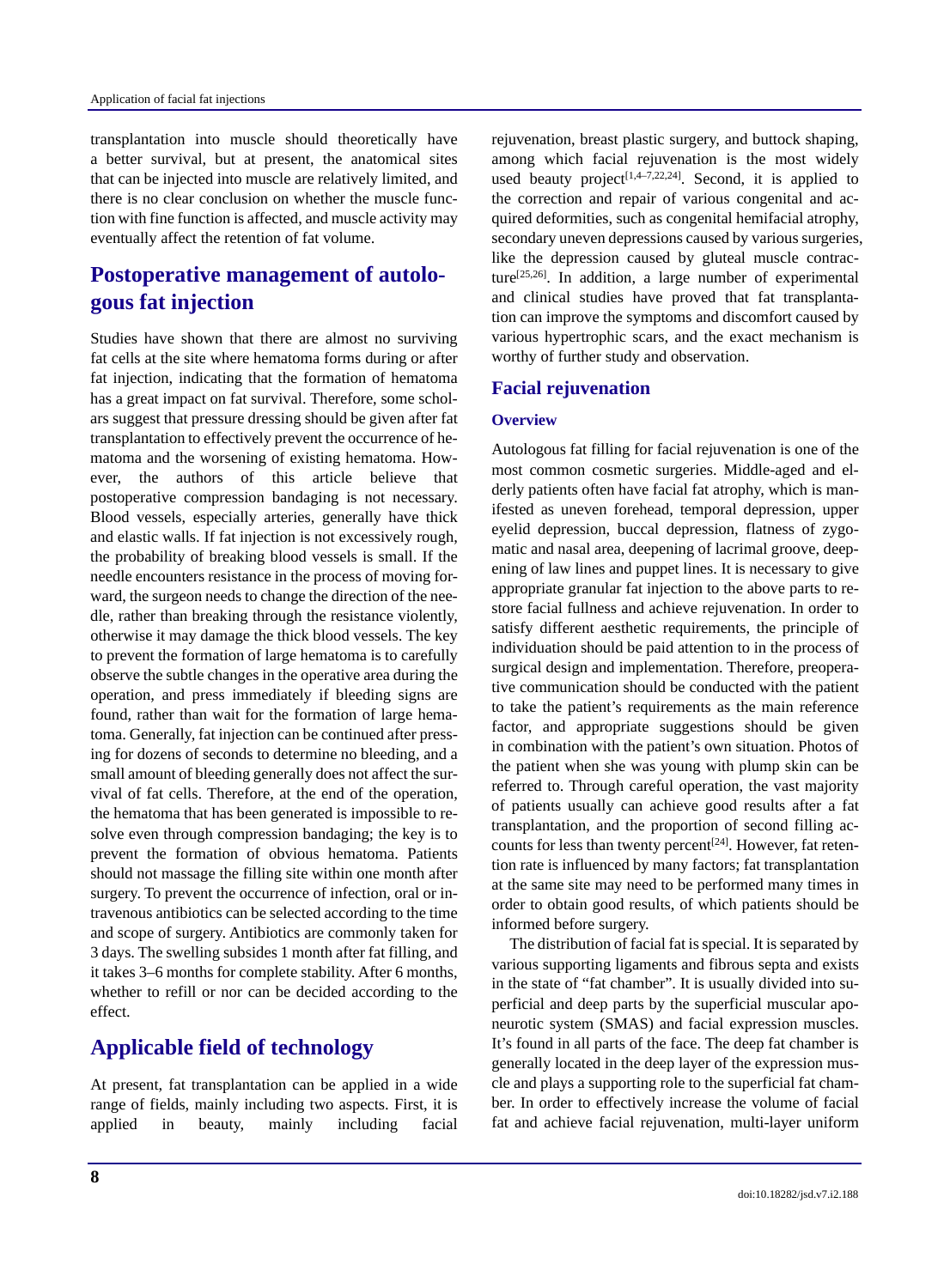transplantation into muscle should theoretically have a better survival, but at present, the anatomical sites that can be injected into muscle are relatively limited, and there is no clear conclusion on whether the muscle function with fine function is affected, and muscle activity may eventually affect the retention of fat volume.

## Postoperative management of autologous fat injection

Studies have shown that there are almost no surviving fat cells at the site where hematoma forms during or after fat injection, indicating that the formation of hematoma has a great impact on fat survival. Therefore, some scholars suggest that pressure dressing should be given after fat transplantation to effectively prevent the occurrence of hematoma and the worsening of existing hematoma. However, the authors of this article believe that postoperative compression bandaging is not necessary. Blood vessels, especially arteries, generally have thick and elastic walls. If fat injection is not excessively rough, the probability of breaking blood vessels is small. If the needle encounters resistance in the process of moving forward, the surgeon needs to change the direction of the needle, rather than breaking through the resistance violently, otherwise it may damage the thick blood vessels. The key to prevent the formation of large hematoma is to carefully observe the subtle changes in the operative area during the operation, and press immediately if bleeding signs are found, rather than wait for the formation of large hematoma. Generally, fat injection can be continued after pressing for dozens of seconds to determine no bleeding, and a small amount of bleeding generally does not affect the survival of fat cells. Therefore, at the end of the operation, the hematoma that has been generated is impossible to resolve even through compression bandaging; the key is to prevent the formation of obvious hematoma. Patients should not massage the filling site within one month after surgery. To prevent the occurrence of infection, oral or intravenous antibiotics can be selected according to the time and scope of surgery. Antibiotics are commonly taken for 3 days. The swelling subsides 1 month after fat filling, and it takes 3–6 months for complete stability. After 6 months, whether to refill or nor can be decided according to the effect.

## Applicable field of technology

At present, fat transplantation can be applied in a wide range of fields, mainly including two aspects. First, it is applied in beauty, mainly including facial rejuvenation, breast plastic surgery, and buttock shaping, among which facial rejuvenation is the most widely used beauty project[1,4–7,22,24]. Second, it is applied to the correction and repair of various congenital and acquired deformities, such as congenital hemifacial atrophy, secondary uneven depressions caused by various surgeries, like the depression caused by gluteal muscle contracture[25,26]. In addition, a large number of experimental and clinical studies have proved that fat transplantation can improve the symptoms and discomfort caused by various hypertrophic scars, and the exact mechanism is worthy of further study and observation.

### Facial rejuvenation

#### Overview

Autologous fat filling for facial rejuvenation is one of the most common cosmetic surgeries. Middle-aged and elderly patients often have facial fat atrophy, which is manifested as uneven forehead, temporal depression, upper eyelid depression, buccal depression, flatness of zygomatic and nasal area, deepening of lacrimal groove, deepening of law lines and puppet lines. It is necessary to give appropriate granular fat injection to the above parts to restore facial fullness and achieve rejuvenation. In order to satisfy different aesthetic requirements, the principle of individuation should be paid attention to in the process of surgical design and implementation. Therefore, preoperative communication should be conducted with the patient to take the patient's requirements as the main reference factor, and appropriate suggestions should be given in combination with the patient's own situation. Photos of the patient when she was young with plump skin can be referred to. Through careful operation, the vast majority of patients usually can achieve good results after a fat transplantation, and the proportion of second filling accounts for less than twenty percent[24]. However, fat retention rate is influenced by many factors; fat transplantation at the same site may need to be performed many times in order to obtain good results, of which patients should be informed before surgery.

The distribution of facial fat is special. It is separated by various supporting ligaments and fibrous septa and exists in the state of "fat chamber". It is usually divided into superficial and deep parts by the superficial muscular aponeurotic system (SMAS) and facial expression muscles. It's found in all parts of the face. The deep fat chamber is generally located in the deep layer of the expression muscle and plays a supporting role to the superficial fat chamber. In order to effectively increase the volume of facial fat and achieve facial rejuvenation, multi-layer uniform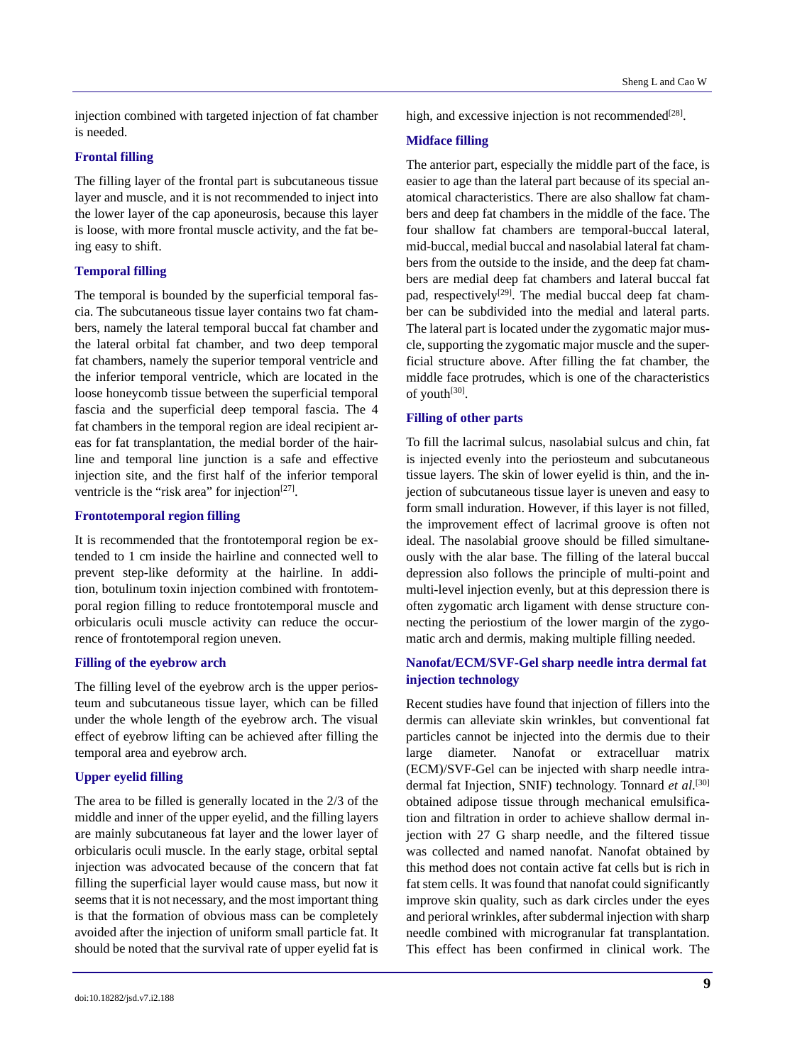injection combined with targeted injection of fat chamber is needed.

### Frontal filling

The filling layer of the frontal part is subcutaneous tissue layer and muscle, and it is not recommended to inject into the lower layer of the cap aponeurosis, because this layer is loose, with more frontal muscle activity, and the fat being easy to shift.

### Temporal filling

The temporal is bounded by the superficial temporal fascia. The subcutaneous tissue layer contains two fat chambers, namely the lateral temporal buccal fat chamber and the lateral orbital fat chamber, and two deep temporal fat chambers, namely the superior temporal ventricle and the inferior temporal ventricle, which are located in the loose honeycomb tissue between the superficial temporal fascia and the superficial deep temporal fascia. The 4 fat chambers in the temporal region are ideal recipient areas for fat transplantation, the medial border of the hairline and temporal line junction is a safe and effective injection site, and the first half of the inferior temporal ventricle is the "risk area" for injection[27].

### Frontotemporal region filling

It is recommended that the frontotemporal region be extended to 1 cm inside the hairline and connected well to prevent step-like deformity at the hairline. In addition, botulinum toxin injection combined with frontotemporal region filling to reduce frontotemporal muscle and orbicularis oculi muscle activity can reduce the occurrence of frontotemporal region uneven.

### Filling of the eyebrow arch

The filling level of the eyebrow arch is the upper periosteum and subcutaneous tissue layer, which can be filled under the whole length of the eyebrow arch. The visual effect of eyebrow lifting can be achieved after filling the temporal area and eyebrow arch.

### Upper eyelid filling

The area to be filled is generally located in the 2/3 of the middle and inner of the upper eyelid, and the filling layers are mainly subcutaneous fat layer and the lower layer of orbicularis oculi muscle. In the early stage, orbital septal injection was advocated because of the concern that fat filling the superficial layer would cause mass, but now it seems that it is not necessary, and the most important thing is that the formation of obvious mass can be completely avoided after the injection of uniform small particle fat. It should be noted that the survival rate of upper eyelid fat is high, and excessive injection is not recommended[28].

### Midface filling

The anterior part, especially the middle part of the face, is easier to age than the lateral part because of its special anatomical characteristics. There are also shallow fat chambers and deep fat chambers in the middle of the face. The four shallow fat chambers are temporal-buccal lateral, mid-buccal, medial buccal and nasolabial lateral fat chambers from the outside to the inside, and the deep fat chambers are medial deep fat chambers and lateral buccal fat pad, respectively[29]. The medial buccal deep fat chamber can be subdivided into the medial and lateral parts. The lateral part is located under the zygomatic major muscle, supporting the zygomatic major muscle and the superficial structure above. After filling the fat chamber, the middle face protrudes, which is one of the characteristics of youth[30].

### Filling of other parts

To fill the lacrimal sulcus, nasolabial sulcus and chin, fat is injected evenly into the periosteum and subcutaneous tissue layers. The skin of lower eyelid is thin, and the injection of subcutaneous tissue layer is uneven and easy to form small induration. However, if this layer is not filled, the improvement effect of lacrimal groove is often not ideal. The nasolabial groove should be filled simultaneously with the alar base. The filling of the lateral buccal depression also follows the principle of multi-point and multi-level injection evenly, but at this depression there is often zygomatic arch ligament with dense structure connecting the periostium of the lower margin of the zygomatic arch and dermis, making multiple filling needed.

### Nanofat/ECM/SVF-Gel sharp needle intra dermal fat injection technology

Recent studies have found that injection of fillers into the dermis can alleviate skin wrinkles, but conventional fat particles cannot be injected into the dermis due to their large diameter. Nanofat or extracelluar matrix (ECM)/SVF-Gel can be injected with sharp needle intradermal fat Injection, SNIF) technology. Tonnard *et al*.[30] obtained adipose tissue through mechanical emulsification and filtration in order to achieve shallow dermal injection with 27 G sharp needle, and the filtered tissue was collected and named nanofat. Nanofat obtained by this method does not contain active fat cells but is rich in fat stem cells. It was found that nanofat could significantly improve skin quality, such as dark circles under the eyes and perioral wrinkles, after subdermal injection with sharp needle combined with microgranular fat transplantation. This effect has been confirmed in clinical work. The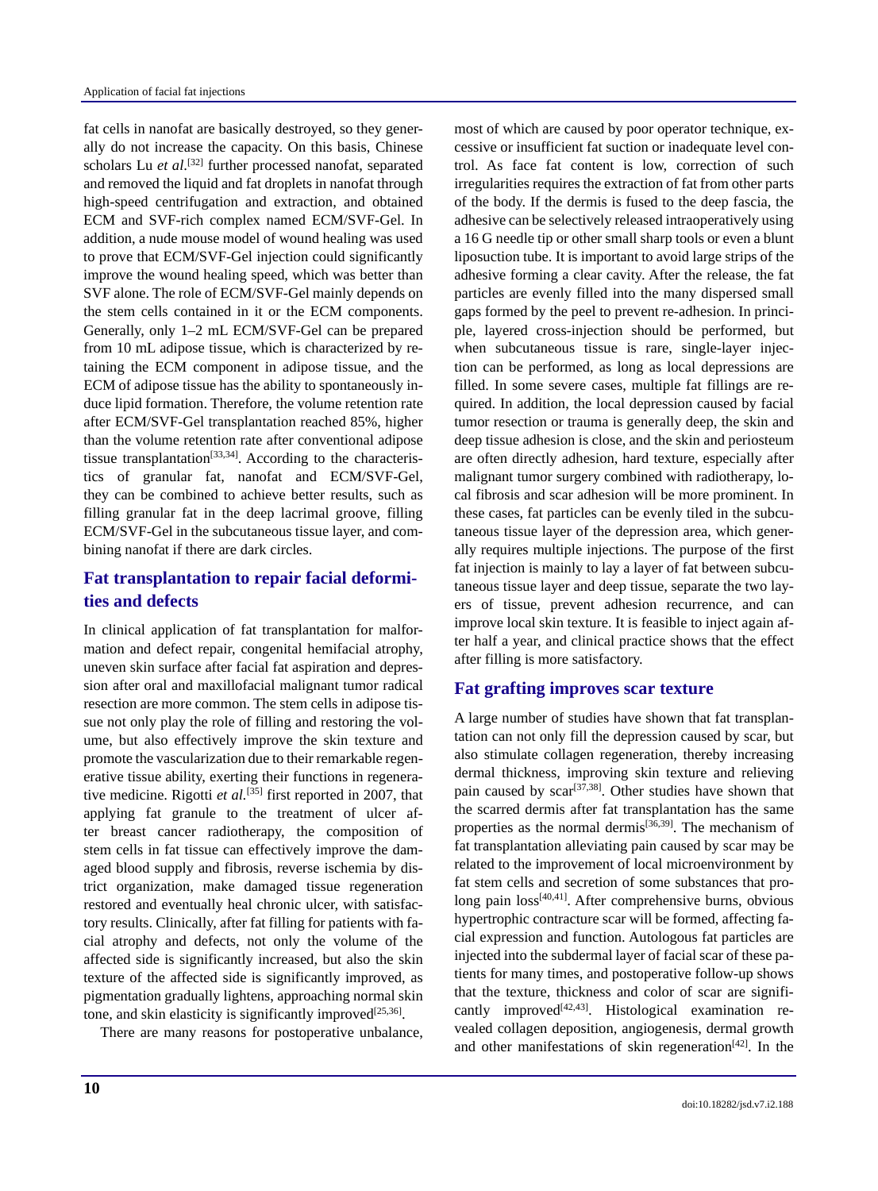fat cells in nanofat are basically destroyed, so they generally do not increase the capacity. On this basis, Chinese scholars Lu *et al*.[32] further processed nanofat, separated and removed the liquid and fat droplets in nanofat through high-speed centrifugation and extraction, and obtained ECM and SVF-rich complex named ECM/SVF-Gel. In addition, a nude mouse model of wound healing was used to prove that ECM/SVF-Gel injection could significantly improve the wound healing speed, which was better than SVF alone. The role of ECM/SVF-Gel mainly depends on the stem cells contained in it or the ECM components. Generally, only 1–2 mL ECM/SVF-Gel can be prepared from 10 mL adipose tissue, which is characterized by retaining the ECM component in adipose tissue, and the ECM of adipose tissue has the ability to spontaneously induce lipid formation. Therefore, the volume retention rate after ECM/SVF-Gel transplantation reached 85%, higher than the volume retention rate after conventional adipose tissue transplantation[33,34]. According to the characteristics of granular fat, nanofat and ECM/SVF-Gel, they can be combined to achieve better results, such as filling granular fat in the deep lacrimal groove, filling ECM/SVF-Gel in the subcutaneous tissue layer, and combining nanofat if there are dark circles.

## Fat transplantation to repair facial deformities and defects

In clinical application of fat transplantation for malformation and defect repair, congenital hemifacial atrophy, uneven skin surface after facial fat aspiration and depression after oral and maxillofacial malignant tumor radical resection are more common. The stem cells in adipose tissue not only play the role of filling and restoring the volume, but also effectively improve the skin texture and promote the vascularization due to their remarkable regenerative tissue ability, exerting their functions in regenerative medicine. Rigotti *et al*.[35] first reported in 2007, that applying fat granule to the treatment of ulcer after breast cancer radiotherapy, the composition of stem cells in fat tissue can effectively improve the damaged blood supply and fibrosis, reverse ischemia by district organization, make damaged tissue regeneration restored and eventually heal chronic ulcer, with satisfactory results. Clinically, after fat filling for patients with facial atrophy and defects, not only the volume of the affected side is significantly increased, but also the skin texture of the affected side is significantly improved, as pigmentation gradually lightens, approaching normal skin tone, and skin elasticity is significantly improved[25,36].

There are many reasons for postoperative unbalance, most of which are caused by poor operator technique, excessive or insufficient fat suction or inadequate level control. As face fat content is low, correction of such irregularities requires the extraction of fat from other parts of the body. If the dermis is fused to the deep fascia, the adhesive can be selectively released intraoperatively using a 16 G needle tip or other small sharp tools or even a blunt liposuction tube. It is important to avoid large strips of the adhesive forming a clear cavity. After the release, the fat particles are evenly filled into the many dispersed small gaps formed by the peel to prevent re-adhesion. In principle, layered cross-injection should be performed, but when subcutaneous tissue is rare, single-layer injection can be performed, as long as local depressions are filled. In some severe cases, multiple fat fillings are required. In addition, the local depression caused by facial tumor resection or trauma is generally deep, the skin and deep tissue adhesion is close, and the skin and periosteum are often directly adhesion, hard texture, especially after malignant tumor surgery combined with radiotherapy, local fibrosis and scar adhesion will be more prominent. In these cases, fat particles can be evenly tiled in the subcutaneous tissue layer of the depression area, which generally requires multiple injections. The purpose of the first fat injection is mainly to lay a layer of fat between subcutaneous tissue layer and deep tissue, separate the two layers of tissue, prevent adhesion recurrence, and can improve local skin texture. It is feasible to inject again after half a year, and clinical practice shows that the effect after filling is more satisfactory.

## Fat grafting improves scar texture

A large number of studies have shown that fat transplantation can not only fill the depression caused by scar, but also stimulate collagen regeneration, thereby increasing dermal thickness, improving skin texture and relieving pain caused by scar[37,38]. Other studies have shown that the scarred dermis after fat transplantation has the same properties as the normal dermis[36,39]. The mechanism of fat transplantation alleviating pain caused by scar may be related to the improvement of local microenvironment by fat stem cells and secretion of some substances that prolong pain loss[40,41]. After comprehensive burns, obvious hypertrophic contracture scar will be formed, affecting facial expression and function. Autologous fat particles are injected into the subdermal layer of facial scar of these patients for many times, and postoperative follow-up shows that the texture, thickness and color of scar are significantly improved[42,43]. Histological examination revealed collagen deposition, angiogenesis, dermal growth and other manifestations of skin regeneration[42]. In the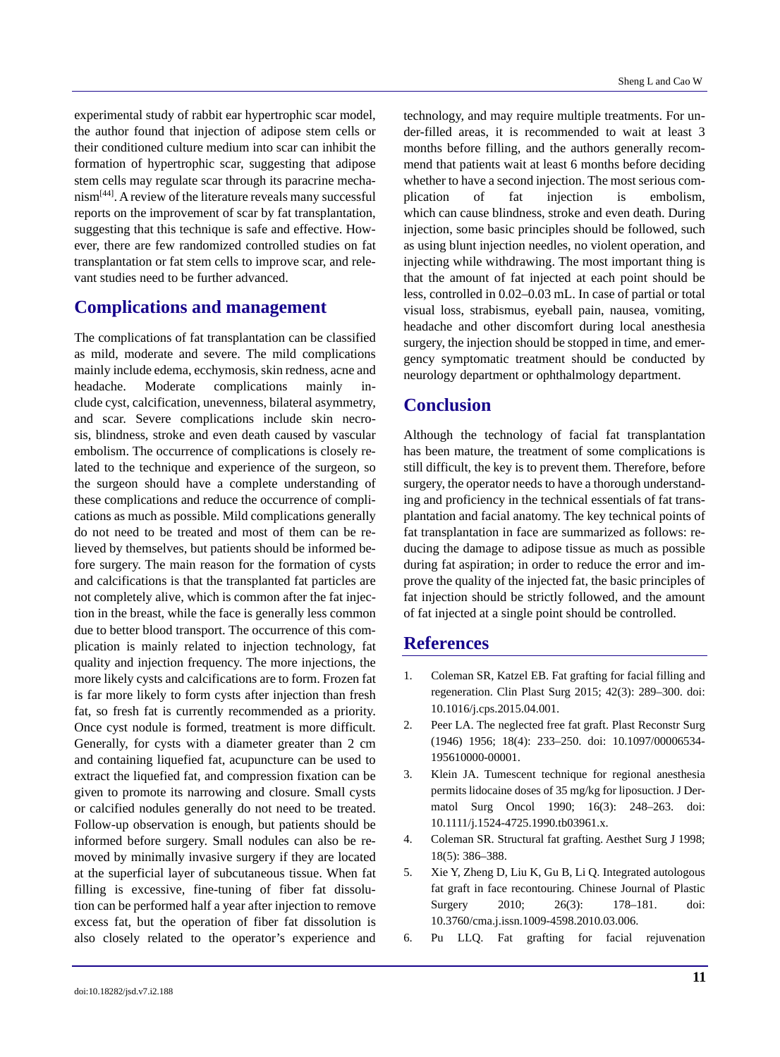experimental study of rabbit ear hypertrophic scar model, the author found that injection of adipose stem cells or their conditioned culture medium into scar can inhibit the formation of hypertrophic scar, suggesting that adipose stem cells may regulate scar through its paracrine mechanism[44]. A review of the literature reveals many successful reports on the improvement of scar by fat transplantation, suggesting that this technique is safe and effective. However, there are few randomized controlled studies on fat transplantation or fat stem cells to improve scar, and relevant studies need to be further advanced.

## Complications and management

The complications of fat transplantation can be classified as mild, moderate and severe. The mild complications mainly include edema, ecchymosis, skin redness, acne and headache. Moderate complications mainly include cyst, calcification, unevenness, bilateral asymmetry, and scar. Severe complications include skin necrosis, blindness, stroke and even death caused by vascular embolism. The occurrence of complications is closely related to the technique and experience of the surgeon, so the surgeon should have a complete understanding of these complications and reduce the occurrence of complications as much as possible. Mild complications generally do not need to be treated and most of them can be relieved by themselves, but patients should be informed before surgery. The main reason for the formation of cysts and calcifications is that the transplanted fat particles are not completely alive, which is common after the fat injection in the breast, while the face is generally less common due to better blood transport. The occurrence of this complication is mainly related to injection technology, fat quality and injection frequency. The more injections, the more likely cysts and calcifications are to form. Frozen fat is far more likely to form cysts after injection than fresh fat, so fresh fat is currently recommended as a priority. Once cyst nodule is formed, treatment is more difficult. Generally, for cysts with a diameter greater than 2 cm and containing liquefied fat, acupuncture can be used to extract the liquefied fat, and compression fixation can be given to promote its narrowing and closure. Small cysts or calcified nodules generally do not need to be treated. Follow-up observation is enough, but patients should be informed before surgery. Small nodules can also be removed by minimally invasive surgery if they are located at the superficial layer of subcutaneous tissue. When fat filling is excessive, fine-tuning of fiber fat dissolution can be performed half a year after injection to remove excess fat, but the operation of fiber fat dissolution is also closely related to the operator's experience and technology, and may require multiple treatments. For under-filled areas, it is recommended to wait at least 3 months before filling, and the authors generally recommend that patients wait at least 6 months before deciding whether to have a second injection. The most serious complication of fat injection is embolism, which can cause blindness, stroke and even death. During injection, some basic principles should be followed, such as using blunt injection needles, no violent operation, and injecting while withdrawing. The most important thing is that the amount of fat injected at each point should be less, controlled in 0.02–0.03 mL. In case of partial or total visual loss, strabismus, eyeball pain, nausea, vomiting, headache and other discomfort during local anesthesia surgery, the injection should be stopped in time, and emergency symptomatic treatment should be conducted by neurology department or ophthalmology department.

## Conclusion

Although the technology of facial fat transplantation has been mature, the treatment of some complications is still difficult, the key is to prevent them. Therefore, before surgery, the operator needs to have a thorough understanding and proficiency in the technical essentials of fat transplantation and facial anatomy. The key technical points of fat transplantation in face are summarized as follows: reducing the damage to adipose tissue as much as possible during fat aspiration; in order to reduce the error and improve the quality of the injected fat, the basic principles of fat injection should be strictly followed, and the amount of fat injected at a single point should be controlled.

## References

1. Coleman SR, Katzel EB. Fat grafting for facial filling and regeneration. Clin Plast Surg 2015; 42(3): 289–300. doi: 10.1016/j.cps.2015.04.001.
2. Peer LA. The neglected free fat graft. Plast Reconstr Surg (1946) 1956; 18(4): 233–250. doi: 10.1097/00006534-195610000-00001.
3. Klein JA. Tumescent technique for regional anesthesia permits lidocaine doses of 35 mg/kg for liposuction. J Dermatol Surg Oncol 1990; 16(3): 248–263. doi: 10.1111/j.1524-4725.1990.tb03961.x.
4. Coleman SR. Structural fat grafting. Aesthet Surg J 1998; 18(5): 386–388.
5. Xie Y, Zheng D, Liu K, Gu B, Li Q. Integrated autologous fat graft in face recontouring. Chinese Journal of Plastic Surgery 2010; 26(3): 178–181. doi: 10.3760/cma.j.issn.1009-4598.2010.03.006.
6. Pu LLQ. Fat grafting for facial rejuvenation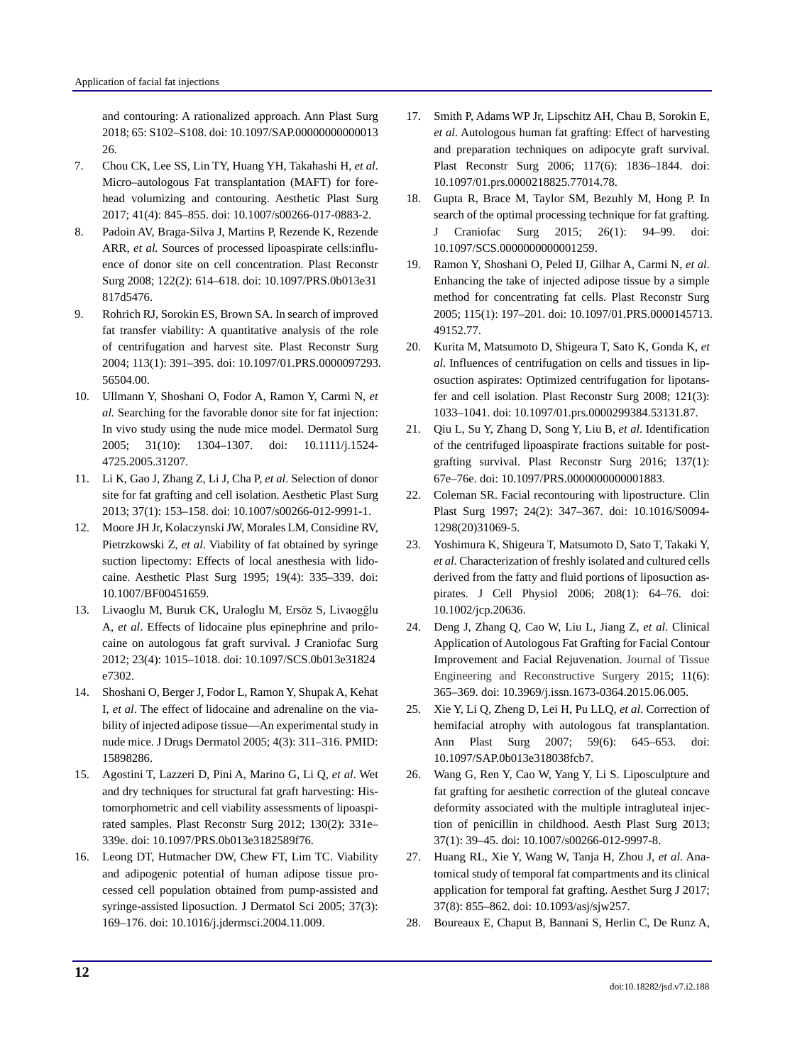and contouring: A rationalized approach. Ann Plast Surg 2018; 65: S102–S108. doi: 10.1097/SAP.0000000000001326.

7. Chou CK, Lee SS, Lin TY, Huang YH, Takahashi H, *et al*. Micro–autologous Fat transplantation (MAFT) for forehead volumizing and contouring. Aesthetic Plast Surg 2017; 41(4): 845–855. doi: 10.1007/s00266-017-0883-2.
8. Padoin AV, Braga-Silva J, Martins P, Rezende K, Rezende ARR, *et al.* Sources of processed lipoaspirate cells:influence of donor site on cell concentration. Plast Reconstr Surg 2008; 122(2): 614–618. doi: 10.1097/PRS.0b013e31817d5476.
9. Rohrich RJ, Sorokin ES, Brown SA. In search of improved fat transfer viability: A quantitative analysis of the role of centrifugation and harvest site. Plast Reconstr Surg 2004; 113(1): 391–395. doi: 10.1097/01.PRS.0000097293.56504.00.
10. Ullmann Y, Shoshani O, Fodor A, Ramon Y, Carmi N, *et al.* Searching for the favorable donor site for fat injection: In vivo study using the nude mice model. Dermatol Surg 2005; 31(10): 1304–1307. doi: 10.1111/j.1524-4725.2005.31207.
11. Li K, Gao J, Zhang Z, Li J, Cha P, *et al*. Selection of donor site for fat grafting and cell isolation. Aesthetic Plast Surg 2013; 37(1): 153–158. doi: 10.1007/s00266-012-9991-1.
12. Moore JH Jr, Kolaczynski JW, Morales LM, Considine RV, Pietrzkowski Z, *et al*. Viability of fat obtained by syringe suction lipectomy: Effects of local anesthesia with lidocaine. Aesthetic Plast Surg 1995; 19(4): 335–339. doi: 10.1007/BF00451659.
13. Livaoglu M, Buruk CK, Uraloglu M, Ersöz S, Livaoğlu A, *et al*. Effects of lidocaine plus epinephrine and prilocaine on autologous fat graft survival. J Craniofac Surg 2012; 23(4): 1015–1018. doi: 10.1097/SCS.0b013e31824e7302.
14. Shoshani O, Berger J, Fodor L, Ramon Y, Shupak A, Kehat I, *et al*. The effect of lidocaine and adrenaline on the viability of injected adipose tissue—An experimental study in nude mice. J Drugs Dermatol 2005; 4(3): 311–316. PMID: 15898286.
15. Agostini T, Lazzeri D, Pini A, Marino G, Li Q, *et al*. Wet and dry techniques for structural fat graft harvesting: Histomorphometric and cell viability assessments of lipoaspirated samples. Plast Reconstr Surg 2012; 130(2): 331e–339e. doi: 10.1097/PRS.0b013e3182589f76.
16. Leong DT, Hutmacher DW, Chew FT, Lim TC. Viability and adipogenic potential of human adipose tissue processed cell population obtained from pump-assisted and syringe-assisted liposuction. J Dermatol Sci 2005; 37(3): 169–176. doi: 10.1016/j.jdermsci.2004.11.009.
17. Smith P, Adams WP Jr, Lipschitz AH, Chau B, Sorokin E, *et al*. Autologous human fat grafting: Effect of harvesting and preparation techniques on adipocyte graft survival. Plast Reconstr Surg 2006; 117(6): 1836–1844. doi: 10.1097/01.prs.0000218825.77014.78.
18. Gupta R, Brace M, Taylor SM, Bezuhly M, Hong P. In search of the optimal processing technique for fat grafting. J Craniofac Surg 2015; 26(1): 94–99. doi: 10.1097/SCS.0000000000001259.
19. Ramon Y, Shoshani O, Peled IJ, Gilhar A, Carmi N, *et al*. Enhancing the take of injected adipose tissue by a simple method for concentrating fat cells. Plast Reconstr Surg 2005; 115(1): 197–201. doi: 10.1097/01.PRS.0000145713.49152.77.
20. Kurita M, Matsumoto D, Shigeura T, Sato K, Gonda K, *et al*. Influences of centrifugation on cells and tissues in liposuction aspirates: Optimized centrifugation for lipotansfer and cell isolation. Plast Reconstr Surg 2008; 121(3): 1033–1041. doi: 10.1097/01.prs.0000299384.53131.87.
21. Qiu L, Su Y, Zhang D, Song Y, Liu B, *et al*. Identification of the centrifuged lipoaspirate fractions suitable for postgrafting survival. Plast Reconstr Surg 2016; 137(1): 67e–76e. doi: 10.1097/PRS.0000000000001883.
22. Coleman SR. Facial recontouring with lipostructure. Clin Plast Surg 1997; 24(2): 347–367. doi: 10.1016/S0094-1298(20)31069-5.
23. Yoshimura K, Shigeura T, Matsumoto D, Sato T, Takaki Y, *et al*. Characterization of freshly isolated and cultured cells derived from the fatty and fluid portions of liposuction aspirates. J Cell Physiol 2006; 208(1): 64–76. doi: 10.1002/jcp.20636.
24. Deng J, Zhang Q, Cao W, Liu L, Jiang Z, *et al*. Clinical Application of Autologous Fat Grafting for Facial Contour Improvement and Facial Rejuvenation. Journal of Tissue Engineering and Reconstructive Surgery 2015; 11(6): 365–369. doi: 10.3969/j.issn.1673-0364.2015.06.005.
25. Xie Y, Li Q, Zheng D, Lei H, Pu LLQ, *et al*. Correction of hemifacial atrophy with autologous fat transplantation. Ann Plast Surg 2007; 59(6): 645–653. doi: 10.1097/SAP.0b013e318038fcb7.
26. Wang G, Ren Y, Cao W, Yang Y, Li S. Liposculpture and fat grafting for aesthetic correction of the gluteal concave deformity associated with the multiple intragluteal injection of penicillin in childhood. Aesth Plast Surg 2013; 37(1): 39–45. doi: 10.1007/s00266-012-9997-8.
27. Huang RL, Xie Y, Wang W, Tanja H, Zhou J, *et al*. Anatomical study of temporal fat compartments and its clinical application for temporal fat grafting. Aesthet Surg J 2017; 37(8): 855–862. doi: 10.1093/asj/sjw257.
28. Boureaux E, Chaput B, Bannani S, Herlin C, De Runz A,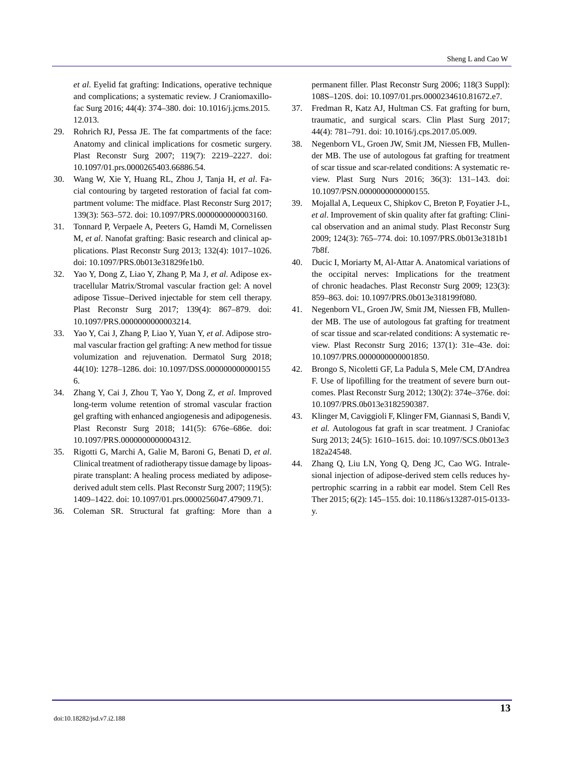*et al*. Eyelid fat grafting: Indications, operative technique and complications; a systematic review. J Craniomaxillofac Surg 2016; 44(4): 374–380. doi: 10.1016/j.jcms.2015.12.013.

29. Rohrich RJ, Pessa JE. The fat compartments of the face: Anatomy and clinical implications for cosmetic surgery. Plast Reconstr Surg 2007; 119(7): 2219–2227. doi: 10.1097/01.prs.0000265403.66886.54.
30. Wang W, Xie Y, Huang RL, Zhou J, Tanja H, *et al*. Facial contouring by targeted restoration of facial fat compartment volume: The midface. Plast Reconstr Surg 2017; 139(3): 563–572. doi: 10.1097/PRS.0000000000003160.
31. Tonnard P, Verpaele A, Peeters G, Hamdi M, Cornelissen M, *et al*. Nanofat grafting: Basic research and clinical applications. Plast Reconstr Surg 2013; 132(4): 1017–1026. doi: 10.1097/PRS.0b013e31829fe1b0.
32. Yao Y, Dong Z, Liao Y, Zhang P, Ma J, *et al*. Adipose extracellular Matrix/Stromal vascular fraction gel: A novel adipose Tissue–Derived injectable for stem cell therapy. Plast Reconstr Surg 2017; 139(4): 867–879. doi: 10.1097/PRS.0000000000003214.
33. Yao Y, Cai J, Zhang P, Liao Y, Yuan Y, *et al*. Adipose stromal vascular fraction gel grafting: A new method for tissue volumization and rejuvenation. Dermatol Surg 2018; 44(10): 1278–1286. doi: 10.1097/DSS.0000000000001556.
34. Zhang Y, Cai J, Zhou T, Yao Y, Dong Z, *et al*. Improved long-term volume retention of stromal vascular fraction gel grafting with enhanced angiogenesis and adipogenesis. Plast Reconstr Surg 2018; 141(5): 676e–686e. doi: 10.1097/PRS.0000000000004312.
35. Rigotti G, Marchi A, Galie M, Baroni G, Benati D, *et al*. Clinical treatment of radiotherapy tissue damage by lipoaspirate transplant: A healing process mediated by adipose-derived adult stem cells. Plast Reconstr Surg 2007; 119(5): 1409–1422. doi: 10.1097/01.prs.0000256047.47909.71.
36. Coleman SR. Structural fat grafting: More than a permanent filler. Plast Reconstr Surg 2006; 118(3 Suppl): 108S–120S. doi: 10.1097/01.prs.0000234610.81672.e7.
37. Fredman R, Katz AJ, Hultman CS. Fat grafting for burn, traumatic, and surgical scars. Clin Plast Surg 2017; 44(4): 781–791. doi: 10.1016/j.cps.2017.05.009.
38. Negenborn VL, Groen JW, Smit JM, Niessen FB, Mullender MB. The use of autologous fat grafting for treatment of scar tissue and scar-related conditions: A systematic review. Plast Surg Nurs 2016; 36(3): 131–143. doi: 10.1097/PSN.0000000000000155.
39. Mojallal A, Lequeux C, Shipkov C, Breton P, Foyatier J-L, *et al*. Improvement of skin quality after fat grafting: Clinical observation and an animal study. Plast Reconstr Surg 2009; 124(3): 765–774. doi: 10.1097/PRS.0b013e3181b17b8f.
40. Ducic I, Moriarty M, Al-Attar A. Anatomical variations of the occipital nerves: Implications for the treatment of chronic headaches. Plast Reconstr Surg 2009; 123(3): 859–863. doi: 10.1097/PRS.0b013e318199f080.
41. Negenborn VL, Groen JW, Smit JM, Niessen FB, Mullender MB. The use of autologous fat grafting for treatment of scar tissue and scar-related conditions: A systematic review. Plast Reconstr Surg 2016; 137(1): 31e–43e. doi: 10.1097/PRS.0000000000001850.
42. Brongo S, Nicoletti GF, La Padula S, Mele CM, D'Andrea F. Use of lipofilling for the treatment of severe burn outcomes. Plast Reconstr Surg 2012; 130(2): 374e–376e. doi: 10.1097/PRS.0b013e3182590387.
43. Klinger M, Caviggioli F, Klinger FM, Giannasi S, Bandi V, *et al.* Autologous fat graft in scar treatment. J Craniofac Surg 2013; 24(5): 1610–1615. doi: 10.1097/SCS.0b013e3182a24548.
44. Zhang Q, Liu LN, Yong Q, Deng JC, Cao WG. Intralesional injection of adipose-derived stem cells reduces hypertrophic scarring in a rabbit ear model. Stem Cell Res Ther 2015; 6(2): 145–155. doi: 10.1186/s13287-015-0133-y.